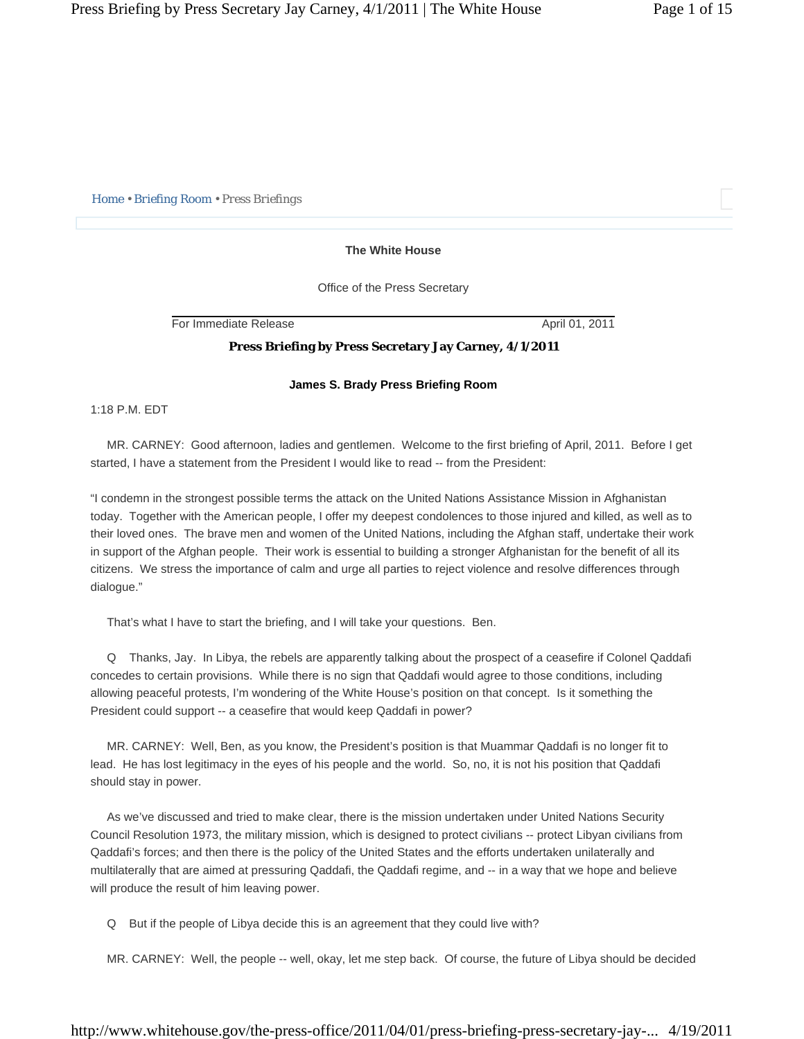Home • Briefing Room • Press Briefings

**The White House**

Office of the Press Secretary

For Immediate Release April 01, 2011

# Press Briefing by Press Secretary Jay Carney, 4/1/2011

**James S. Brady Press Briefing Room**

1:18 P.M. EDT

MR. CARNEY: Good afternoon, ladies and gentlemen. Welcome to the first briefing of April, 2011. Before I get started, I have a statement from the President I would like to read -- from the President:

"I condemn in the strongest possible terms the attack on the United Nations Assistance Mission in Afghanistan today. Together with the American people, I offer my deepest condolences to those injured and killed, as well as to their loved ones. The brave men and women of the United Nations, including the Afghan staff, undertake their work in support of the Afghan people. Their work is essential to building a stronger Afghanistan for the benefit of all its citizens. We stress the importance of calm and urge all parties to reject violence and resolve differences through dialogue."

That's what I have to start the briefing, and I will take your questions. Ben.

Q Thanks, Jay. In Libya, the rebels are apparently talking about the prospect of a ceasefire if Colonel Qaddafi concedes to certain provisions. While there is no sign that Qaddafi would agree to those conditions, including allowing peaceful protests, I'm wondering of the White House's position on that concept. Is it something the President could support -- a ceasefire that would keep Qaddafi in power?

MR. CARNEY: Well, Ben, as you know, the President's position is that Muammar Qaddafi is no longer fit to lead. He has lost legitimacy in the eyes of his people and the world. So, no, it is not his position that Qaddafi should stay in power.

As we've discussed and tried to make clear, there is the mission undertaken under United Nations Security Council Resolution 1973, the military mission, which is designed to protect civilians -- protect Libyan civilians from Qaddafi's forces; and then there is the policy of the United States and the efforts undertaken unilaterally and multilaterally that are aimed at pressuring Qaddafi, the Qaddafi regime, and -- in a way that we hope and believe will produce the result of him leaving power.

Q But if the people of Libya decide this is an agreement that they could live with?

MR. CARNEY: Well, the people -- well, okay, let me step back. Of course, the future of Libya should be decided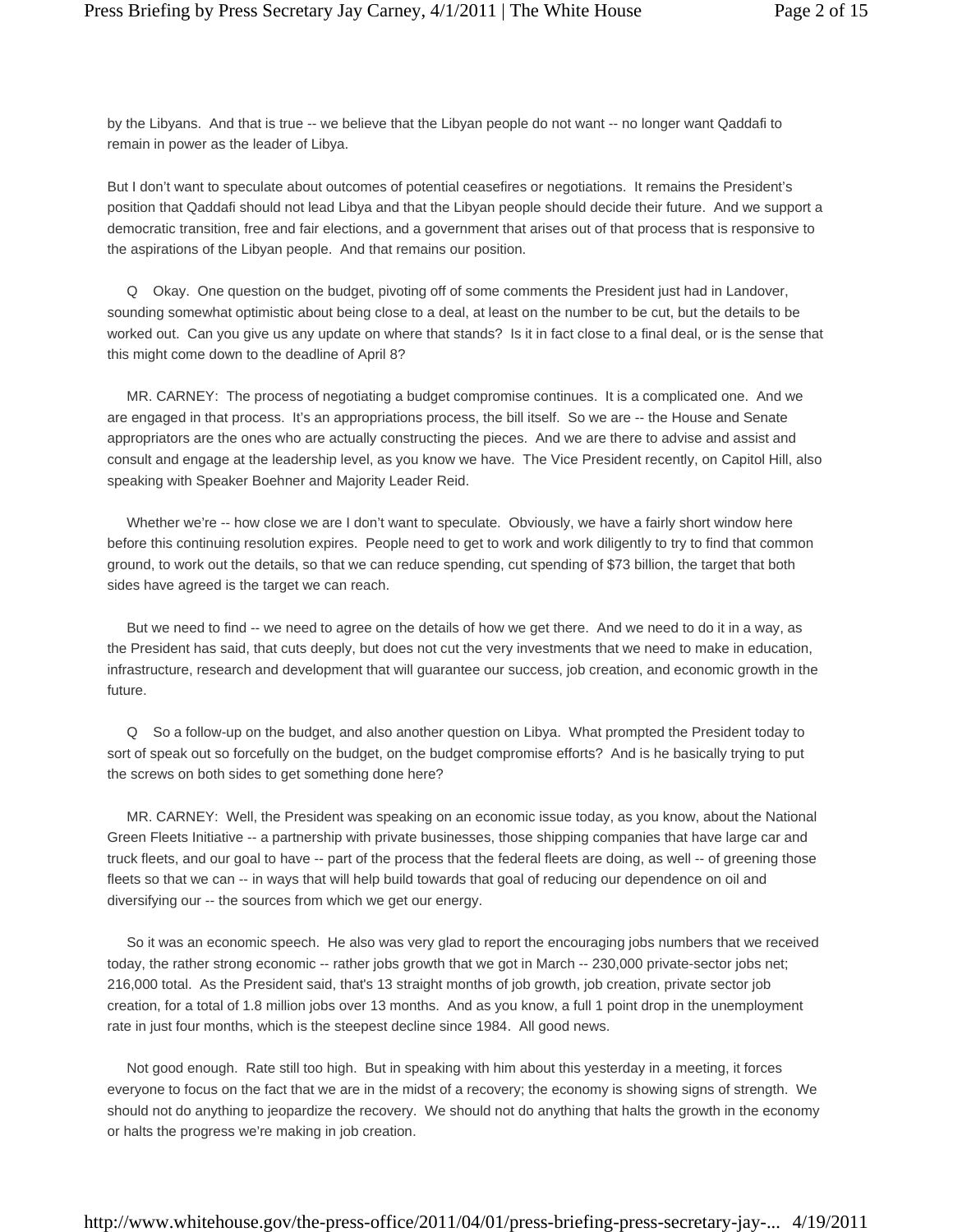by the Libyans. And that is true -- we believe that the Libyan people do not want -- no longer want Qaddafi to remain in power as the leader of Libya.

But I don't want to speculate about outcomes of potential ceasefires or negotiations. It remains the President's position that Qaddafi should not lead Libya and that the Libyan people should decide their future. And we support a democratic transition, free and fair elections, and a government that arises out of that process that is responsive to the aspirations of the Libyan people. And that remains our position.

Q Okay. One question on the budget, pivoting off of some comments the President just had in Landover, sounding somewhat optimistic about being close to a deal, at least on the number to be cut, but the details to be worked out. Can you give us any update on where that stands? Is it in fact close to a final deal, or is the sense that this might come down to the deadline of April 8?

MR. CARNEY: The process of negotiating a budget compromise continues. It is a complicated one. And we are engaged in that process. It's an appropriations process, the bill itself. So we are -- the House and Senate appropriators are the ones who are actually constructing the pieces. And we are there to advise and assist and consult and engage at the leadership level, as you know we have. The Vice President recently, on Capitol Hill, also speaking with Speaker Boehner and Majority Leader Reid.

Whether we're -- how close we are I don't want to speculate. Obviously, we have a fairly short window here before this continuing resolution expires. People need to get to work and work diligently to try to find that common ground, to work out the details, so that we can reduce spending, cut spending of $73 billion, the target that both sides have agreed is the target we can reach.

But we need to find -- we need to agree on the details of how we get there. And we need to do it in a way, as the President has said, that cuts deeply, but does not cut the very investments that we need to make in education, infrastructure, research and development that will guarantee our success, job creation, and economic growth in the future.

Q So a follow-up on the budget, and also another question on Libya. What prompted the President today to sort of speak out so forcefully on the budget, on the budget compromise efforts? And is he basically trying to put the screws on both sides to get something done here?

MR. CARNEY: Well, the President was speaking on an economic issue today, as you know, about the National Green Fleets Initiative -- a partnership with private businesses, those shipping companies that have large car and truck fleets, and our goal to have -- part of the process that the federal fleets are doing, as well -- of greening those fleets so that we can -- in ways that will help build towards that goal of reducing our dependence on oil and diversifying our -- the sources from which we get our energy.

So it was an economic speech. He also was very glad to report the encouraging jobs numbers that we received today, the rather strong economic -- rather jobs growth that we got in March -- 230,000 private-sector jobs net; 216,000 total. As the President said, that's 13 straight months of job growth, job creation, private sector job creation, for a total of 1.8 million jobs over 13 months. And as you know, a full 1 point drop in the unemployment rate in just four months, which is the steepest decline since 1984. All good news.

Not good enough. Rate still too high. But in speaking with him about this yesterday in a meeting, it forces everyone to focus on the fact that we are in the midst of a recovery; the economy is showing signs of strength. We should not do anything to jeopardize the recovery. We should not do anything that halts the growth in the economy or halts the progress we're making in job creation.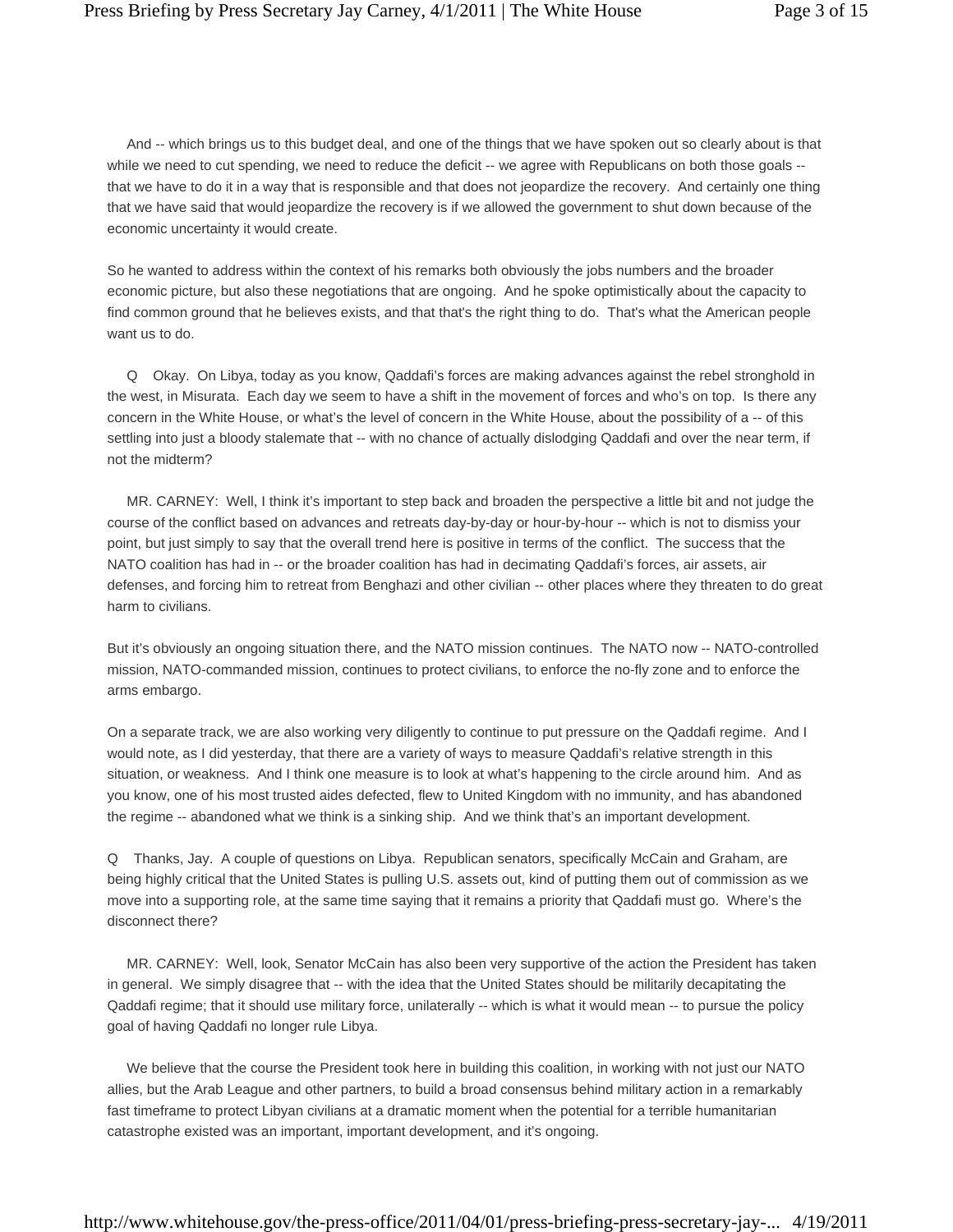And -- which brings us to this budget deal, and one of the things that we have spoken out so clearly about is that while we need to cut spending, we need to reduce the deficit -- we agree with Republicans on both those goals -- that we have to do it in a way that is responsible and that does not jeopardize the recovery. And certainly one thing that we have said that would jeopardize the recovery is if we allowed the government to shut down because of the economic uncertainty it would create.

So he wanted to address within the context of his remarks both obviously the jobs numbers and the broader economic picture, but also these negotiations that are ongoing. And he spoke optimistically about the capacity to find common ground that he believes exists, and that that's the right thing to do. That's what the American people want us to do.

Q Okay. On Libya, today as you know, Qaddafi's forces are making advances against the rebel stronghold in the west, in Misurata. Each day we seem to have a shift in the movement of forces and who's on top. Is there any concern in the White House, or what's the level of concern in the White House, about the possibility of a -- of this settling into just a bloody stalemate that -- with no chance of actually dislodging Qaddafi and over the near term, if not the midterm?

MR. CARNEY: Well, I think it's important to step back and broaden the perspective a little bit and not judge the course of the conflict based on advances and retreats day-by-day or hour-by-hour -- which is not to dismiss your point, but just simply to say that the overall trend here is positive in terms of the conflict. The success that the NATO coalition has had in -- or the broader coalition has had in decimating Qaddafi's forces, air assets, air defenses, and forcing him to retreat from Benghazi and other civilian -- other places where they threaten to do great harm to civilians.

But it's obviously an ongoing situation there, and the NATO mission continues. The NATO now -- NATO-controlled mission, NATO-commanded mission, continues to protect civilians, to enforce the no-fly zone and to enforce the arms embargo.

On a separate track, we are also working very diligently to continue to put pressure on the Qaddafi regime. And I would note, as I did yesterday, that there are a variety of ways to measure Qaddafi's relative strength in this situation, or weakness. And I think one measure is to look at what's happening to the circle around him. And as you know, one of his most trusted aides defected, flew to United Kingdom with no immunity, and has abandoned the regime -- abandoned what we think is a sinking ship. And we think that's an important development.

Q Thanks, Jay. A couple of questions on Libya. Republican senators, specifically McCain and Graham, are being highly critical that the United States is pulling U.S. assets out, kind of putting them out of commission as we move into a supporting role, at the same time saying that it remains a priority that Qaddafi must go. Where's the disconnect there?

MR. CARNEY: Well, look, Senator McCain has also been very supportive of the action the President has taken in general. We simply disagree that -- with the idea that the United States should be militarily decapitating the Qaddafi regime; that it should use military force, unilaterally -- which is what it would mean -- to pursue the policy goal of having Qaddafi no longer rule Libya.

We believe that the course the President took here in building this coalition, in working with not just our NATO allies, but the Arab League and other partners, to build a broad consensus behind military action in a remarkably fast timeframe to protect Libyan civilians at a dramatic moment when the potential for a terrible humanitarian catastrophe existed was an important, important development, and it's ongoing.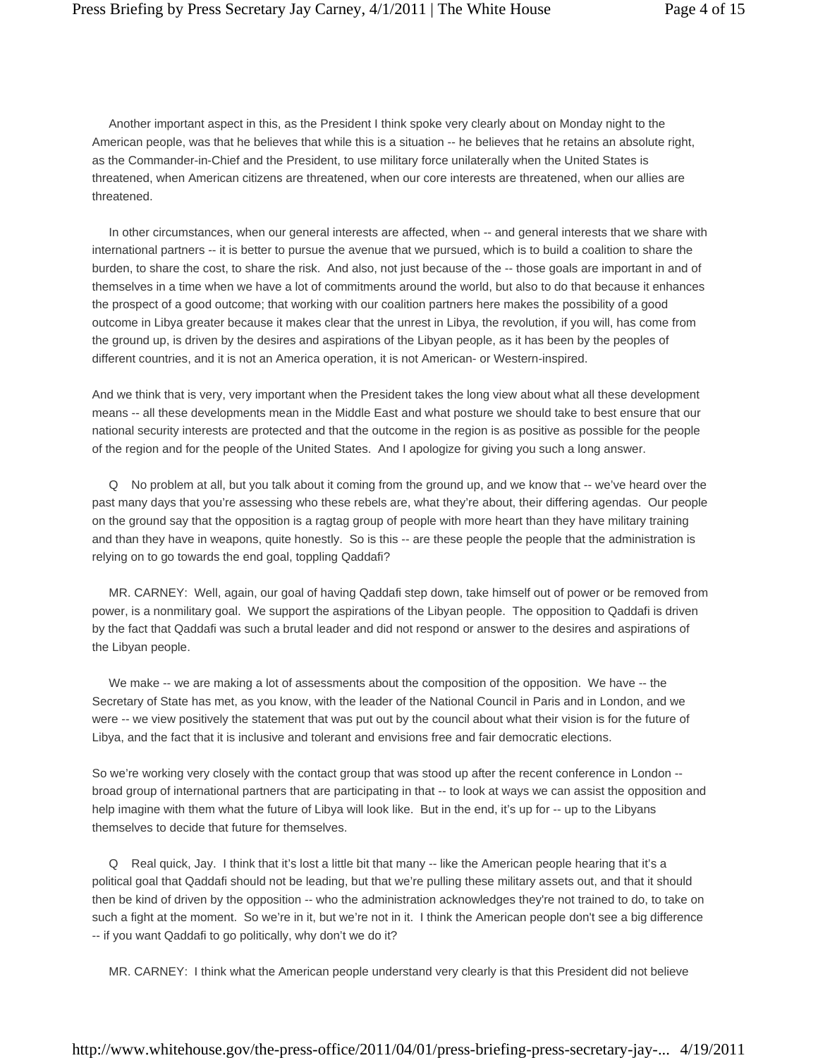Another important aspect in this, as the President I think spoke very clearly about on Monday night to the American people, was that he believes that while this is a situation -- he believes that he retains an absolute right, as the Commander-in-Chief and the President, to use military force unilaterally when the United States is threatened, when American citizens are threatened, when our core interests are threatened, when our allies are threatened.

In other circumstances, when our general interests are affected, when -- and general interests that we share with international partners -- it is better to pursue the avenue that we pursued, which is to build a coalition to share the burden, to share the cost, to share the risk. And also, not just because of the -- those goals are important in and of themselves in a time when we have a lot of commitments around the world, but also to do that because it enhances the prospect of a good outcome; that working with our coalition partners here makes the possibility of a good outcome in Libya greater because it makes clear that the unrest in Libya, the revolution, if you will, has come from the ground up, is driven by the desires and aspirations of the Libyan people, as it has been by the peoples of different countries, and it is not an America operation, it is not American- or Western-inspired.

And we think that is very, very important when the President takes the long view about what all these development means -- all these developments mean in the Middle East and what posture we should take to best ensure that our national security interests are protected and that the outcome in the region is as positive as possible for the people of the region and for the people of the United States. And I apologize for giving you such a long answer.

Q No problem at all, but you talk about it coming from the ground up, and we know that -- we've heard over the past many days that you're assessing who these rebels are, what they're about, their differing agendas. Our people on the ground say that the opposition is a ragtag group of people with more heart than they have military training and than they have in weapons, quite honestly. So is this -- are these people the people that the administration is relying on to go towards the end goal, toppling Qaddafi?

MR. CARNEY: Well, again, our goal of having Qaddafi step down, take himself out of power or be removed from power, is a nonmilitary goal. We support the aspirations of the Libyan people. The opposition to Qaddafi is driven by the fact that Qaddafi was such a brutal leader and did not respond or answer to the desires and aspirations of the Libyan people.

We make -- we are making a lot of assessments about the composition of the opposition. We have -- the Secretary of State has met, as you know, with the leader of the National Council in Paris and in London, and we were -- we view positively the statement that was put out by the council about what their vision is for the future of Libya, and the fact that it is inclusive and tolerant and envisions free and fair democratic elections.

So we're working very closely with the contact group that was stood up after the recent conference in London -- broad group of international partners that are participating in that -- to look at ways we can assist the opposition and help imagine with them what the future of Libya will look like. But in the end, it's up for -- up to the Libyans themselves to decide that future for themselves.

Q Real quick, Jay. I think that it's lost a little bit that many -- like the American people hearing that it's a political goal that Qaddafi should not be leading, but that we're pulling these military assets out, and that it should then be kind of driven by the opposition -- who the administration acknowledges they're not trained to do, to take on such a fight at the moment. So we're in it, but we're not in it. I think the American people don't see a big difference -- if you want Qaddafi to go politically, why don't we do it?

MR. CARNEY: I think what the American people understand very clearly is that this President did not believe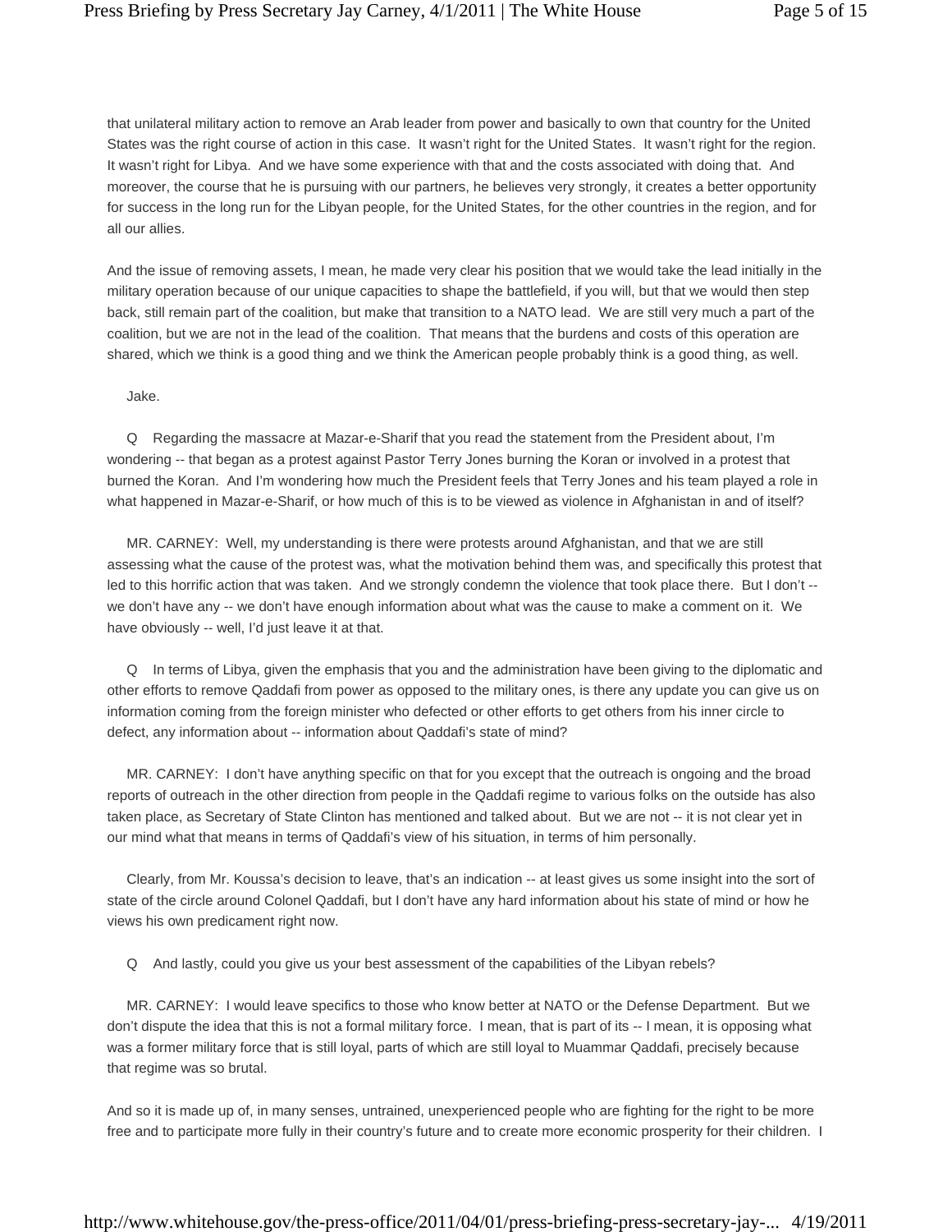that unilateral military action to remove an Arab leader from power and basically to own that country for the United States was the right course of action in this case. It wasn't right for the United States. It wasn't right for the region. It wasn't right for Libya. And we have some experience with that and the costs associated with doing that. And moreover, the course that he is pursuing with our partners, he believes very strongly, it creates a better opportunity for success in the long run for the Libyan people, for the United States, for the other countries in the region, and for all our allies.

And the issue of removing assets, I mean, he made very clear his position that we would take the lead initially in the military operation because of our unique capacities to shape the battlefield, if you will, but that we would then step back, still remain part of the coalition, but make that transition to a NATO lead. We are still very much a part of the coalition, but we are not in the lead of the coalition. That means that the burdens and costs of this operation are shared, which we think is a good thing and we think the American people probably think is a good thing, as well.

Jake.

Q Regarding the massacre at Mazar-e-Sharif that you read the statement from the President about, I'm wondering -- that began as a protest against Pastor Terry Jones burning the Koran or involved in a protest that burned the Koran. And I'm wondering how much the President feels that Terry Jones and his team played a role in what happened in Mazar-e-Sharif, or how much of this is to be viewed as violence in Afghanistan in and of itself?

MR. CARNEY: Well, my understanding is there were protests around Afghanistan, and that we are still assessing what the cause of the protest was, what the motivation behind them was, and specifically this protest that led to this horrific action that was taken. And we strongly condemn the violence that took place there. But I don't -- we don't have any -- we don't have enough information about what was the cause to make a comment on it. We have obviously -- well, I'd just leave it at that.

Q In terms of Libya, given the emphasis that you and the administration have been giving to the diplomatic and other efforts to remove Qaddafi from power as opposed to the military ones, is there any update you can give us on information coming from the foreign minister who defected or other efforts to get others from his inner circle to defect, any information about -- information about Qaddafi's state of mind?

MR. CARNEY: I don't have anything specific on that for you except that the outreach is ongoing and the broad reports of outreach in the other direction from people in the Qaddafi regime to various folks on the outside has also taken place, as Secretary of State Clinton has mentioned and talked about. But we are not -- it is not clear yet in our mind what that means in terms of Qaddafi's view of his situation, in terms of him personally.

Clearly, from Mr. Koussa's decision to leave, that's an indication -- at least gives us some insight into the sort of state of the circle around Colonel Qaddafi, but I don't have any hard information about his state of mind or how he views his own predicament right now.

Q And lastly, could you give us your best assessment of the capabilities of the Libyan rebels?

MR. CARNEY: I would leave specifics to those who know better at NATO or the Defense Department. But we don't dispute the idea that this is not a formal military force. I mean, that is part of its -- I mean, it is opposing what was a former military force that is still loyal, parts of which are still loyal to Muammar Qaddafi, precisely because that regime was so brutal.

And so it is made up of, in many senses, untrained, unexperienced people who are fighting for the right to be more free and to participate more fully in their country's future and to create more economic prosperity for their children. I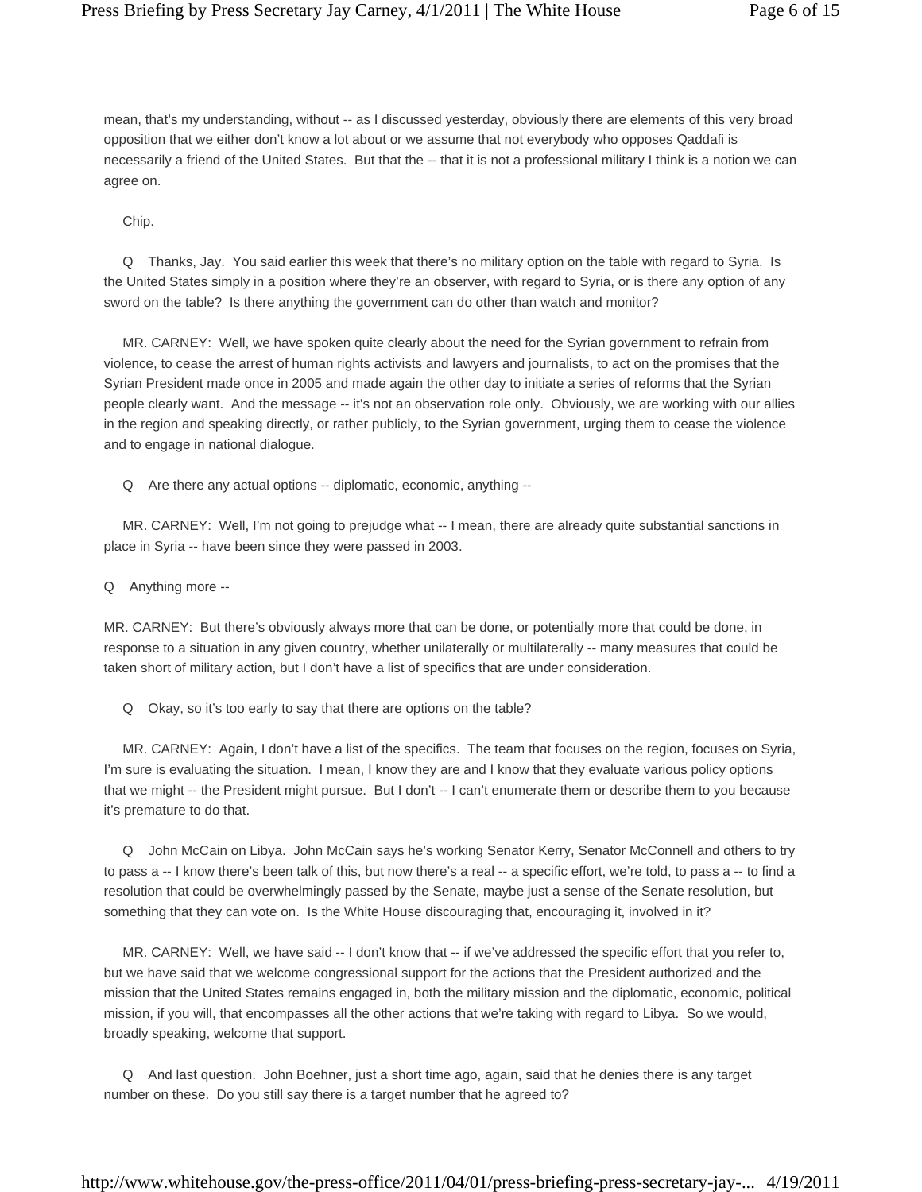mean, that's my understanding, without -- as I discussed yesterday, obviously there are elements of this very broad opposition that we either don't know a lot about or we assume that not everybody who opposes Qaddafi is necessarily a friend of the United States. But that the -- that it is not a professional military I think is a notion we can agree on.

Chip.

Q Thanks, Jay. You said earlier this week that there's no military option on the table with regard to Syria. Is the United States simply in a position where they're an observer, with regard to Syria, or is there any option of any sword on the table? Is there anything the government can do other than watch and monitor?

MR. CARNEY: Well, we have spoken quite clearly about the need for the Syrian government to refrain from violence, to cease the arrest of human rights activists and lawyers and journalists, to act on the promises that the Syrian President made once in 2005 and made again the other day to initiate a series of reforms that the Syrian people clearly want. And the message -- it's not an observation role only. Obviously, we are working with our allies in the region and speaking directly, or rather publicly, to the Syrian government, urging them to cease the violence and to engage in national dialogue.

Q Are there any actual options -- diplomatic, economic, anything --

MR. CARNEY: Well, I'm not going to prejudge what -- I mean, there are already quite substantial sanctions in place in Syria -- have been since they were passed in 2003.

Q Anything more --

MR. CARNEY: But there's obviously always more that can be done, or potentially more that could be done, in response to a situation in any given country, whether unilaterally or multilaterally -- many measures that could be taken short of military action, but I don't have a list of specifics that are under consideration.

Q Okay, so it's too early to say that there are options on the table?

MR. CARNEY: Again, I don't have a list of the specifics. The team that focuses on the region, focuses on Syria, I'm sure is evaluating the situation. I mean, I know they are and I know that they evaluate various policy options that we might -- the President might pursue. But I don't -- I can't enumerate them or describe them to you because it's premature to do that.

Q John McCain on Libya. John McCain says he's working Senator Kerry, Senator McConnell and others to try to pass a -- I know there's been talk of this, but now there's a real -- a specific effort, we're told, to pass a -- to find a resolution that could be overwhelmingly passed by the Senate, maybe just a sense of the Senate resolution, but something that they can vote on. Is the White House discouraging that, encouraging it, involved in it?

MR. CARNEY: Well, we have said -- I don't know that -- if we've addressed the specific effort that you refer to, but we have said that we welcome congressional support for the actions that the President authorized and the mission that the United States remains engaged in, both the military mission and the diplomatic, economic, political mission, if you will, that encompasses all the other actions that we're taking with regard to Libya. So we would, broadly speaking, welcome that support.

Q And last question. John Boehner, just a short time ago, again, said that he denies there is any target number on these. Do you still say there is a target number that he agreed to?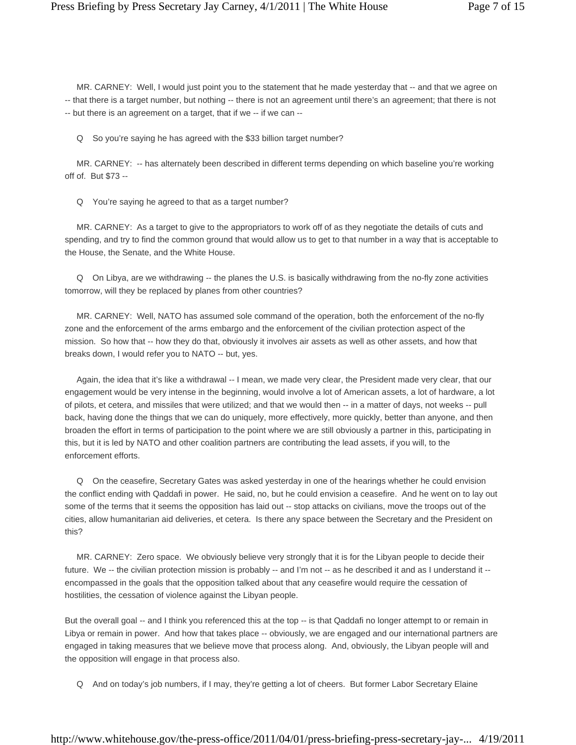MR. CARNEY: Well, I would just point you to the statement that he made yesterday that -- and that we agree on -- that there is a target number, but nothing -- there is not an agreement until there's an agreement; that there is not -- but there is an agreement on a target, that if we -- if we can --

Q So you're saying he has agreed with the $33 billion target number?

MR. CARNEY: -- has alternately been described in different terms depending on which baseline you're working off of. But $73 --

Q You're saying he agreed to that as a target number?

MR. CARNEY: As a target to give to the appropriators to work off of as they negotiate the details of cuts and spending, and try to find the common ground that would allow us to get to that number in a way that is acceptable to the House, the Senate, and the White House.

Q On Libya, are we withdrawing -- the planes the U.S. is basically withdrawing from the no-fly zone activities tomorrow, will they be replaced by planes from other countries?

MR. CARNEY: Well, NATO has assumed sole command of the operation, both the enforcement of the no-fly zone and the enforcement of the arms embargo and the enforcement of the civilian protection aspect of the mission. So how that -- how they do that, obviously it involves air assets as well as other assets, and how that breaks down, I would refer you to NATO -- but, yes.

Again, the idea that it's like a withdrawal -- I mean, we made very clear, the President made very clear, that our engagement would be very intense in the beginning, would involve a lot of American assets, a lot of hardware, a lot of pilots, et cetera, and missiles that were utilized; and that we would then -- in a matter of days, not weeks -- pull back, having done the things that we can do uniquely, more effectively, more quickly, better than anyone, and then broaden the effort in terms of participation to the point where we are still obviously a partner in this, participating in this, but it is led by NATO and other coalition partners are contributing the lead assets, if you will, to the enforcement efforts.

Q On the ceasefire, Secretary Gates was asked yesterday in one of the hearings whether he could envision the conflict ending with Qaddafi in power. He said, no, but he could envision a ceasefire. And he went on to lay out some of the terms that it seems the opposition has laid out -- stop attacks on civilians, move the troops out of the cities, allow humanitarian aid deliveries, et cetera. Is there any space between the Secretary and the President on this?

MR. CARNEY: Zero space. We obviously believe very strongly that it is for the Libyan people to decide their future. We -- the civilian protection mission is probably -- and I'm not -- as he described it and as I understand it -- encompassed in the goals that the opposition talked about that any ceasefire would require the cessation of hostilities, the cessation of violence against the Libyan people.

But the overall goal -- and I think you referenced this at the top -- is that Qaddafi no longer attempt to or remain in Libya or remain in power. And how that takes place -- obviously, we are engaged and our international partners are engaged in taking measures that we believe move that process along. And, obviously, the Libyan people will and the opposition will engage in that process also.

Q And on today's job numbers, if I may, they're getting a lot of cheers. But former Labor Secretary Elaine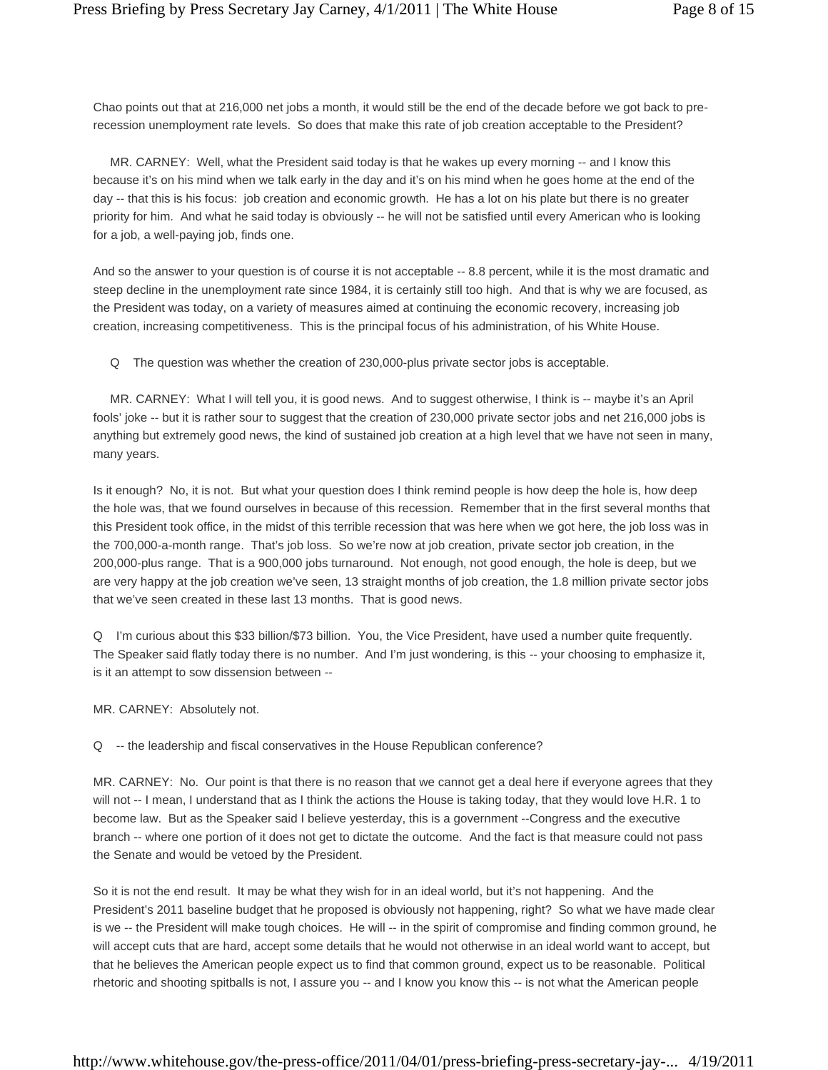Chao points out that at 216,000 net jobs a month, it would still be the end of the decade before we got back to pre-recession unemployment rate levels. So does that make this rate of job creation acceptable to the President?

MR. CARNEY: Well, what the President said today is that he wakes up every morning -- and I know this because it's on his mind when we talk early in the day and it's on his mind when he goes home at the end of the day -- that this is his focus: job creation and economic growth. He has a lot on his plate but there is no greater priority for him. And what he said today is obviously -- he will not be satisfied until every American who is looking for a job, a well-paying job, finds one.

And so the answer to your question is of course it is not acceptable -- 8.8 percent, while it is the most dramatic and steep decline in the unemployment rate since 1984, it is certainly still too high. And that is why we are focused, as the President was today, on a variety of measures aimed at continuing the economic recovery, increasing job creation, increasing competitiveness. This is the principal focus of his administration, of his White House.

Q The question was whether the creation of 230,000-plus private sector jobs is acceptable.

MR. CARNEY: What I will tell you, it is good news. And to suggest otherwise, I think is -- maybe it's an April fools' joke -- but it is rather sour to suggest that the creation of 230,000 private sector jobs and net 216,000 jobs is anything but extremely good news, the kind of sustained job creation at a high level that we have not seen in many, many years.

Is it enough? No, it is not. But what your question does I think remind people is how deep the hole is, how deep the hole was, that we found ourselves in because of this recession. Remember that in the first several months that this President took office, in the midst of this terrible recession that was here when we got here, the job loss was in the 700,000-a-month range. That's job loss. So we're now at job creation, private sector job creation, in the 200,000-plus range. That is a 900,000 jobs turnaround. Not enough, not good enough, the hole is deep, but we are very happy at the job creation we've seen, 13 straight months of job creation, the 1.8 million private sector jobs that we've seen created in these last 13 months. That is good news.

Q I'm curious about this $33 billion/$73 billion. You, the Vice President, have used a number quite frequently. The Speaker said flatly today there is no number. And I'm just wondering, is this -- your choosing to emphasize it, is it an attempt to sow dissension between --

MR. CARNEY: Absolutely not.

Q -- the leadership and fiscal conservatives in the House Republican conference?

MR. CARNEY: No. Our point is that there is no reason that we cannot get a deal here if everyone agrees that they will not -- I mean, I understand that as I think the actions the House is taking today, that they would love H.R. 1 to become law. But as the Speaker said I believe yesterday, this is a government --Congress and the executive branch -- where one portion of it does not get to dictate the outcome. And the fact is that measure could not pass the Senate and would be vetoed by the President.

So it is not the end result. It may be what they wish for in an ideal world, but it's not happening. And the President's 2011 baseline budget that he proposed is obviously not happening, right? So what we have made clear is we -- the President will make tough choices. He will -- in the spirit of compromise and finding common ground, he will accept cuts that are hard, accept some details that he would not otherwise in an ideal world want to accept, but that he believes the American people expect us to find that common ground, expect us to be reasonable. Political rhetoric and shooting spitballs is not, I assure you -- and I know you know this -- is not what the American people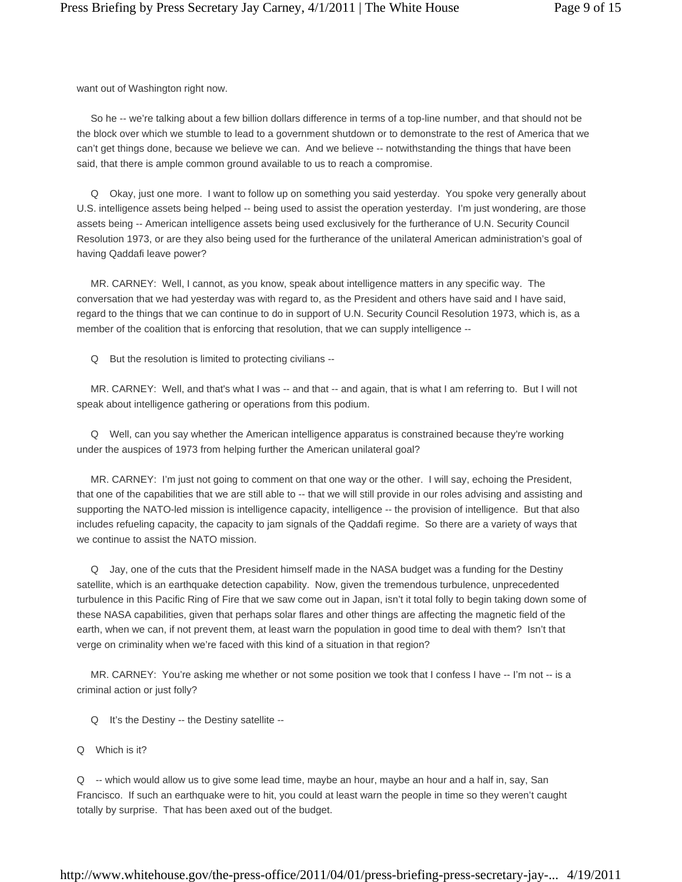want out of Washington right now.

So he -- we're talking about a few billion dollars difference in terms of a top-line number, and that should not be the block over which we stumble to lead to a government shutdown or to demonstrate to the rest of America that we can't get things done, because we believe we can. And we believe -- notwithstanding the things that have been said, that there is ample common ground available to us to reach a compromise.

Q Okay, just one more. I want to follow up on something you said yesterday. You spoke very generally about U.S. intelligence assets being helped -- being used to assist the operation yesterday. I'm just wondering, are those assets being -- American intelligence assets being used exclusively for the furtherance of U.N. Security Council Resolution 1973, or are they also being used for the furtherance of the unilateral American administration's goal of having Qaddafi leave power?

MR. CARNEY: Well, I cannot, as you know, speak about intelligence matters in any specific way. The conversation that we had yesterday was with regard to, as the President and others have said and I have said, regard to the things that we can continue to do in support of U.N. Security Council Resolution 1973, which is, as a member of the coalition that is enforcing that resolution, that we can supply intelligence --

Q But the resolution is limited to protecting civilians --

MR. CARNEY: Well, and that's what I was -- and that -- and again, that is what I am referring to. But I will not speak about intelligence gathering or operations from this podium.

Q Well, can you say whether the American intelligence apparatus is constrained because they're working under the auspices of 1973 from helping further the American unilateral goal?

MR. CARNEY: I'm just not going to comment on that one way or the other. I will say, echoing the President, that one of the capabilities that we are still able to -- that we will still provide in our roles advising and assisting and supporting the NATO-led mission is intelligence capacity, intelligence -- the provision of intelligence. But that also includes refueling capacity, the capacity to jam signals of the Qaddafi regime. So there are a variety of ways that we continue to assist the NATO mission.

Q Jay, one of the cuts that the President himself made in the NASA budget was a funding for the Destiny satellite, which is an earthquake detection capability. Now, given the tremendous turbulence, unprecedented turbulence in this Pacific Ring of Fire that we saw come out in Japan, isn't it total folly to begin taking down some of these NASA capabilities, given that perhaps solar flares and other things are affecting the magnetic field of the earth, when we can, if not prevent them, at least warn the population in good time to deal with them? Isn't that verge on criminality when we're faced with this kind of a situation in that region?

MR. CARNEY: You're asking me whether or not some position we took that I confess I have -- I'm not -- is a criminal action or just folly?

Q It's the Destiny -- the Destiny satellite --

Q Which is it?

Q -- which would allow us to give some lead time, maybe an hour, maybe an hour and a half in, say, San Francisco. If such an earthquake were to hit, you could at least warn the people in time so they weren't caught totally by surprise. That has been axed out of the budget.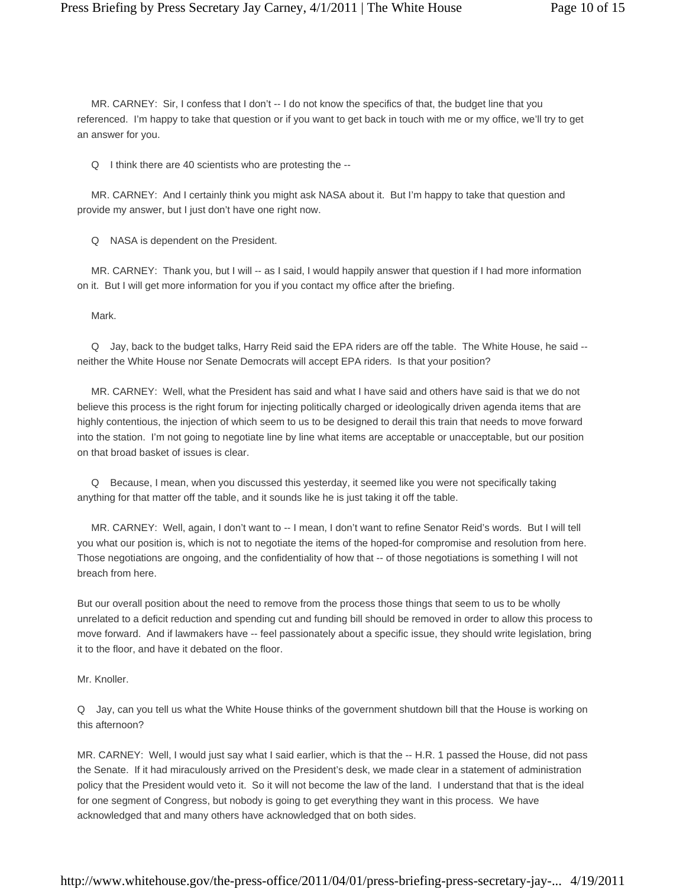MR. CARNEY: Sir, I confess that I don't -- I do not know the specifics of that, the budget line that you referenced. I'm happy to take that question or if you want to get back in touch with me or my office, we'll try to get an answer for you.

Q I think there are 40 scientists who are protesting the --

MR. CARNEY: And I certainly think you might ask NASA about it. But I'm happy to take that question and provide my answer, but I just don't have one right now.

Q NASA is dependent on the President.

MR. CARNEY: Thank you, but I will -- as I said, I would happily answer that question if I had more information on it. But I will get more information for you if you contact my office after the briefing.

Mark.

Q Jay, back to the budget talks, Harry Reid said the EPA riders are off the table. The White House, he said -- neither the White House nor Senate Democrats will accept EPA riders. Is that your position?

MR. CARNEY: Well, what the President has said and what I have said and others have said is that we do not believe this process is the right forum for injecting politically charged or ideologically driven agenda items that are highly contentious, the injection of which seem to us to be designed to derail this train that needs to move forward into the station. I'm not going to negotiate line by line what items are acceptable or unacceptable, but our position on that broad basket of issues is clear.

Q Because, I mean, when you discussed this yesterday, it seemed like you were not specifically taking anything for that matter off the table, and it sounds like he is just taking it off the table.

MR. CARNEY: Well, again, I don't want to -- I mean, I don't want to refine Senator Reid's words. But I will tell you what our position is, which is not to negotiate the items of the hoped-for compromise and resolution from here. Those negotiations are ongoing, and the confidentiality of how that -- of those negotiations is something I will not breach from here.

But our overall position about the need to remove from the process those things that seem to us to be wholly unrelated to a deficit reduction and spending cut and funding bill should be removed in order to allow this process to move forward. And if lawmakers have -- feel passionately about a specific issue, they should write legislation, bring it to the floor, and have it debated on the floor.

Mr. Knoller.

Q Jay, can you tell us what the White House thinks of the government shutdown bill that the House is working on this afternoon?

MR. CARNEY: Well, I would just say what I said earlier, which is that the -- H.R. 1 passed the House, did not pass the Senate. If it had miraculously arrived on the President's desk, we made clear in a statement of administration policy that the President would veto it. So it will not become the law of the land. I understand that that is the ideal for one segment of Congress, but nobody is going to get everything they want in this process. We have acknowledged that and many others have acknowledged that on both sides.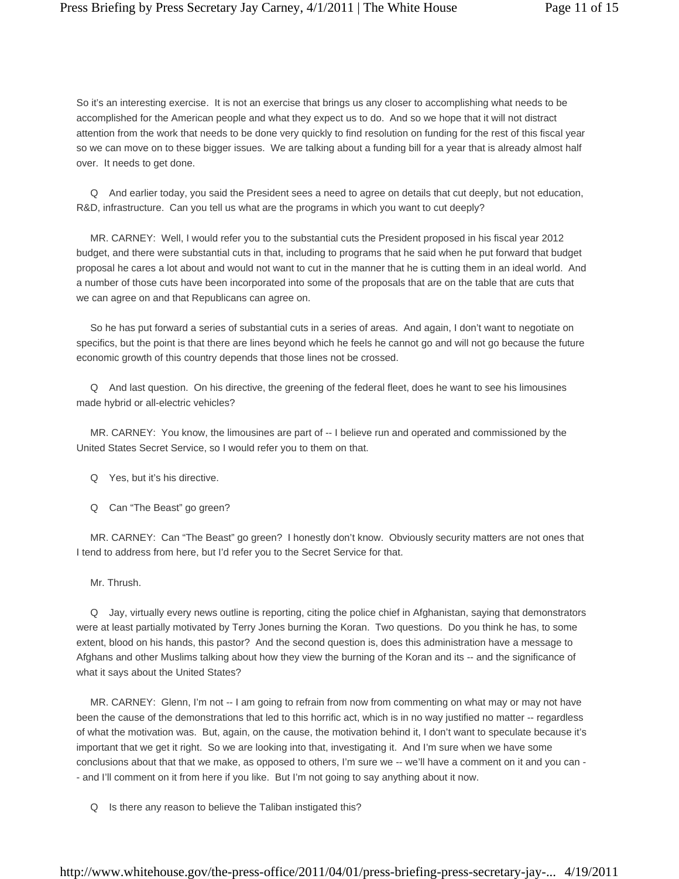So it's an interesting exercise. It is not an exercise that brings us any closer to accomplishing what needs to be accomplished for the American people and what they expect us to do. And so we hope that it will not distract attention from the work that needs to be done very quickly to find resolution on funding for the rest of this fiscal year so we can move on to these bigger issues. We are talking about a funding bill for a year that is already almost half over. It needs to get done.

Q And earlier today, you said the President sees a need to agree on details that cut deeply, but not education, R&D, infrastructure. Can you tell us what are the programs in which you want to cut deeply?

MR. CARNEY: Well, I would refer you to the substantial cuts the President proposed in his fiscal year 2012 budget, and there were substantial cuts in that, including to programs that he said when he put forward that budget proposal he cares a lot about and would not want to cut in the manner that he is cutting them in an ideal world. And a number of those cuts have been incorporated into some of the proposals that are on the table that are cuts that we can agree on and that Republicans can agree on.

So he has put forward a series of substantial cuts in a series of areas. And again, I don't want to negotiate on specifics, but the point is that there are lines beyond which he feels he cannot go and will not go because the future economic growth of this country depends that those lines not be crossed.

Q And last question. On his directive, the greening of the federal fleet, does he want to see his limousines made hybrid or all-electric vehicles?

MR. CARNEY: You know, the limousines are part of -- I believe run and operated and commissioned by the United States Secret Service, so I would refer you to them on that.

Q Yes, but it's his directive.

Q Can "The Beast" go green?

MR. CARNEY: Can "The Beast" go green? I honestly don't know. Obviously security matters are not ones that I tend to address from here, but I'd refer you to the Secret Service for that.

Mr. Thrush.

Q Jay, virtually every news outline is reporting, citing the police chief in Afghanistan, saying that demonstrators were at least partially motivated by Terry Jones burning the Koran. Two questions. Do you think he has, to some extent, blood on his hands, this pastor? And the second question is, does this administration have a message to Afghans and other Muslims talking about how they view the burning of the Koran and its -- and the significance of what it says about the United States?

MR. CARNEY: Glenn, I'm not -- I am going to refrain from now from commenting on what may or may not have been the cause of the demonstrations that led to this horrific act, which is in no way justified no matter -- regardless of what the motivation was. But, again, on the cause, the motivation behind it, I don't want to speculate because it's important that we get it right. So we are looking into that, investigating it. And I'm sure when we have some conclusions about that that we make, as opposed to others, I'm sure we -- we'll have a comment on it and you can -- and I'll comment on it from here if you like. But I'm not going to say anything about it now.

Q Is there any reason to believe the Taliban instigated this?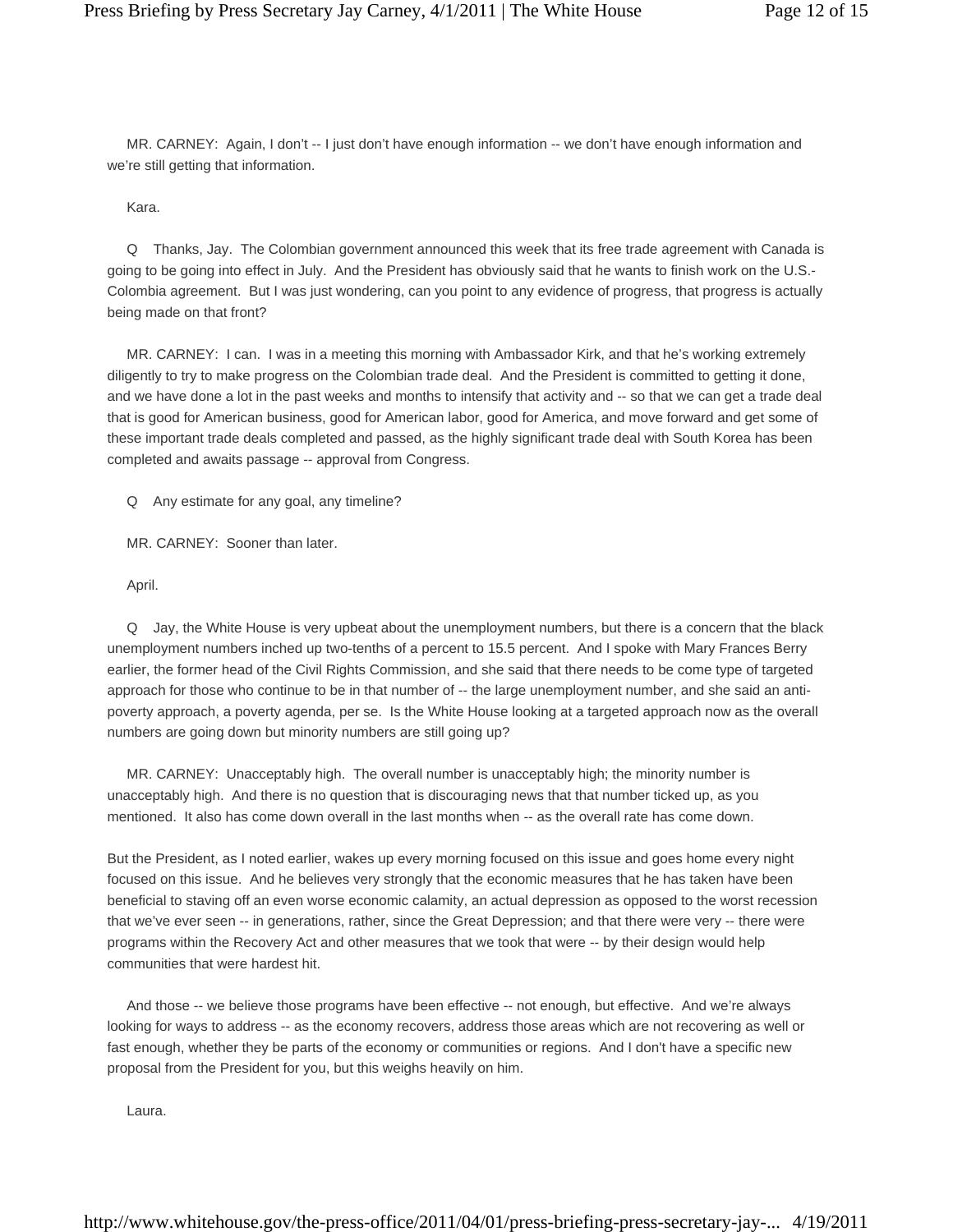MR. CARNEY: Again, I don't -- I just don't have enough information -- we don't have enough information and we're still getting that information.

Kara.

Q Thanks, Jay. The Colombian government announced this week that its free trade agreement with Canada is going to be going into effect in July. And the President has obviously said that he wants to finish work on the U.S.-Colombia agreement. But I was just wondering, can you point to any evidence of progress, that progress is actually being made on that front?

MR. CARNEY: I can. I was in a meeting this morning with Ambassador Kirk, and that he's working extremely diligently to try to make progress on the Colombian trade deal. And the President is committed to getting it done, and we have done a lot in the past weeks and months to intensify that activity and -- so that we can get a trade deal that is good for American business, good for American labor, good for America, and move forward and get some of these important trade deals completed and passed, as the highly significant trade deal with South Korea has been completed and awaits passage -- approval from Congress.

Q Any estimate for any goal, any timeline?

MR. CARNEY: Sooner than later.

April.

Q Jay, the White House is very upbeat about the unemployment numbers, but there is a concern that the black unemployment numbers inched up two-tenths of a percent to 15.5 percent. And I spoke with Mary Frances Berry earlier, the former head of the Civil Rights Commission, and she said that there needs to be come type of targeted approach for those who continue to be in that number of -- the large unemployment number, and she said an anti-poverty approach, a poverty agenda, per se. Is the White House looking at a targeted approach now as the overall numbers are going down but minority numbers are still going up?

MR. CARNEY: Unacceptably high. The overall number is unacceptably high; the minority number is unacceptably high. And there is no question that is discouraging news that that number ticked up, as you mentioned. It also has come down overall in the last months when -- as the overall rate has come down.

But the President, as I noted earlier, wakes up every morning focused on this issue and goes home every night focused on this issue. And he believes very strongly that the economic measures that he has taken have been beneficial to staving off an even worse economic calamity, an actual depression as opposed to the worst recession that we've ever seen -- in generations, rather, since the Great Depression; and that there were very -- there were programs within the Recovery Act and other measures that we took that were -- by their design would help communities that were hardest hit.

And those -- we believe those programs have been effective -- not enough, but effective. And we're always looking for ways to address -- as the economy recovers, address those areas which are not recovering as well or fast enough, whether they be parts of the economy or communities or regions. And I don't have a specific new proposal from the President for you, but this weighs heavily on him.

Laura.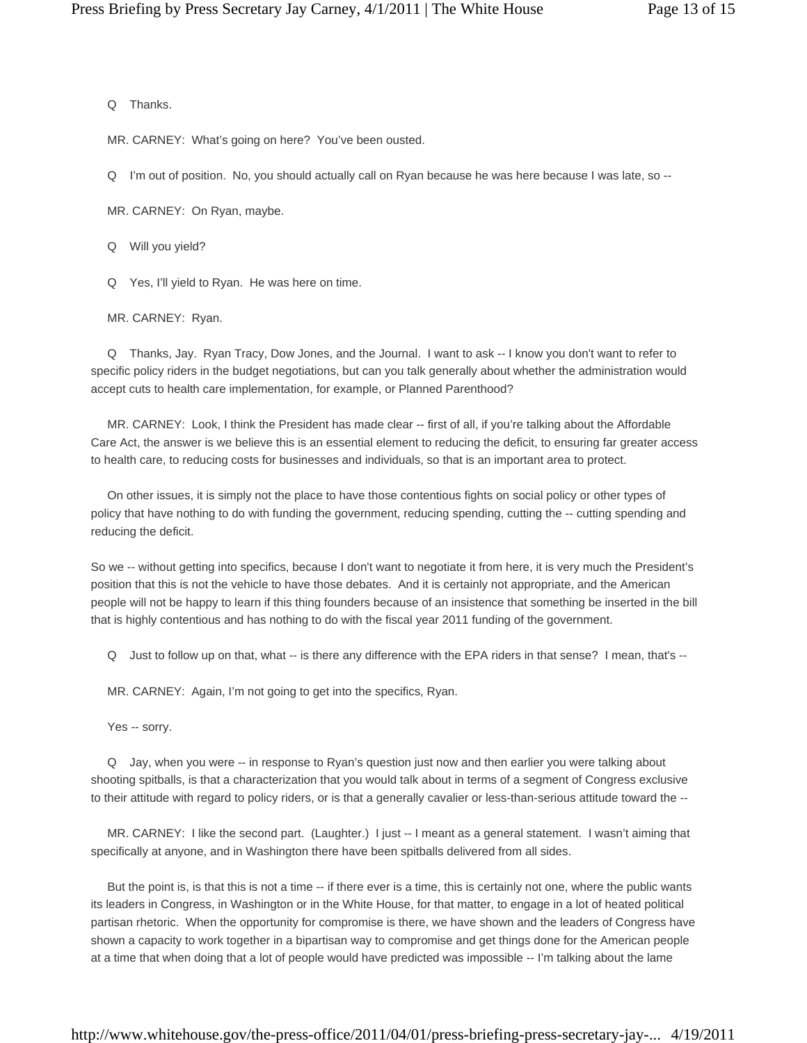Q Thanks.

MR. CARNEY: What's going on here? You've been ousted.

Q I'm out of position. No, you should actually call on Ryan because he was here because I was late, so --

MR. CARNEY: On Ryan, maybe.

Q Will you yield?

Q Yes, I'll yield to Ryan. He was here on time.

MR. CARNEY: Ryan.

Q Thanks, Jay. Ryan Tracy, Dow Jones, and the Journal. I want to ask -- I know you don't want to refer to specific policy riders in the budget negotiations, but can you talk generally about whether the administration would accept cuts to health care implementation, for example, or Planned Parenthood?

MR. CARNEY: Look, I think the President has made clear -- first of all, if you're talking about the Affordable Care Act, the answer is we believe this is an essential element to reducing the deficit, to ensuring far greater access to health care, to reducing costs for businesses and individuals, so that is an important area to protect.

On other issues, it is simply not the place to have those contentious fights on social policy or other types of policy that have nothing to do with funding the government, reducing spending, cutting the -- cutting spending and reducing the deficit.

So we -- without getting into specifics, because I don't want to negotiate it from here, it is very much the President's position that this is not the vehicle to have those debates. And it is certainly not appropriate, and the American people will not be happy to learn if this thing founders because of an insistence that something be inserted in the bill that is highly contentious and has nothing to do with the fiscal year 2011 funding of the government.

Q Just to follow up on that, what -- is there any difference with the EPA riders in that sense? I mean, that's --

MR. CARNEY: Again, I'm not going to get into the specifics, Ryan.

Yes -- sorry.

Q Jay, when you were -- in response to Ryan's question just now and then earlier you were talking about shooting spitballs, is that a characterization that you would talk about in terms of a segment of Congress exclusive to their attitude with regard to policy riders, or is that a generally cavalier or less-than-serious attitude toward the --

MR. CARNEY: I like the second part. (Laughter.) I just -- I meant as a general statement. I wasn't aiming that specifically at anyone, and in Washington there have been spitballs delivered from all sides.

But the point is, is that this is not a time -- if there ever is a time, this is certainly not one, where the public wants its leaders in Congress, in Washington or in the White House, for that matter, to engage in a lot of heated political partisan rhetoric. When the opportunity for compromise is there, we have shown and the leaders of Congress have shown a capacity to work together in a bipartisan way to compromise and get things done for the American people at a time that when doing that a lot of people would have predicted was impossible -- I'm talking about the lame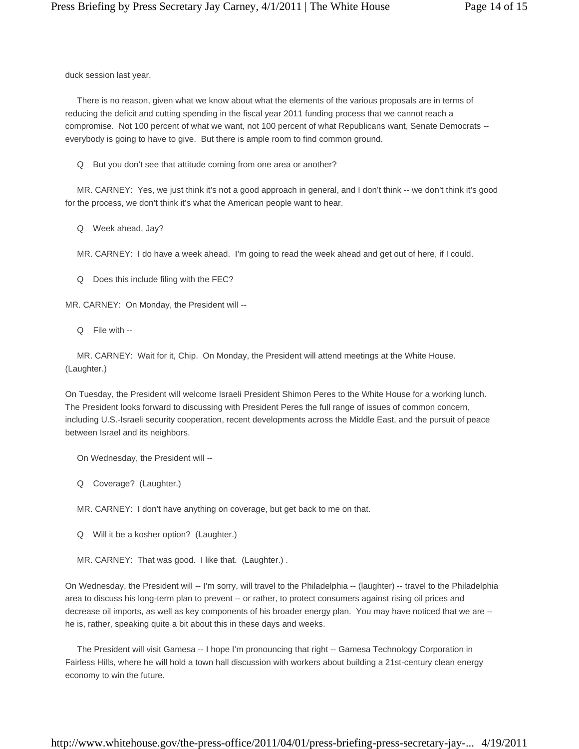duck session last year.

There is no reason, given what we know about what the elements of the various proposals are in terms of reducing the deficit and cutting spending in the fiscal year 2011 funding process that we cannot reach a compromise. Not 100 percent of what we want, not 100 percent of what Republicans want, Senate Democrats -- everybody is going to have to give. But there is ample room to find common ground.

Q But you don't see that attitude coming from one area or another?

MR. CARNEY: Yes, we just think it's not a good approach in general, and I don't think -- we don't think it's good for the process, we don't think it's what the American people want to hear.

Q Week ahead, Jay?

MR. CARNEY: I do have a week ahead. I'm going to read the week ahead and get out of here, if I could.

Q Does this include filing with the FEC?

MR. CARNEY: On Monday, the President will --

Q File with --

MR. CARNEY: Wait for it, Chip. On Monday, the President will attend meetings at the White House. (Laughter.)

On Tuesday, the President will welcome Israeli President Shimon Peres to the White House for a working lunch. The President looks forward to discussing with President Peres the full range of issues of common concern, including U.S.-Israeli security cooperation, recent developments across the Middle East, and the pursuit of peace between Israel and its neighbors.

On Wednesday, the President will --

Q Coverage? (Laughter.)

MR. CARNEY: I don't have anything on coverage, but get back to me on that.

Q Will it be a kosher option? (Laughter.)

MR. CARNEY: That was good. I like that. (Laughter.) .

On Wednesday, the President will -- I'm sorry, will travel to the Philadelphia -- (laughter) -- travel to the Philadelphia area to discuss his long-term plan to prevent -- or rather, to protect consumers against rising oil prices and decrease oil imports, as well as key components of his broader energy plan. You may have noticed that we are -- he is, rather, speaking quite a bit about this in these days and weeks.

The President will visit Gamesa -- I hope I'm pronouncing that right -- Gamesa Technology Corporation in Fairless Hills, where he will hold a town hall discussion with workers about building a 21st-century clean energy economy to win the future.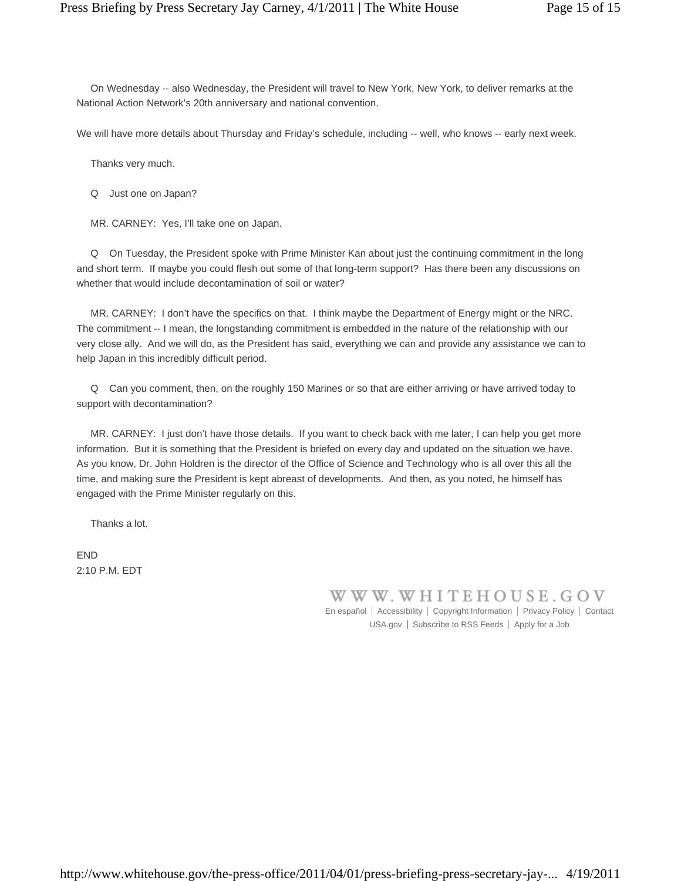On Wednesday -- also Wednesday, the President will travel to New York, New York, to deliver remarks at the National Action Network's 20th anniversary and national convention.

We will have more details about Thursday and Friday's schedule, including -- well, who knows -- early next week.

Thanks very much.

Q Just one on Japan?

MR. CARNEY: Yes, I'll take one on Japan.

Q On Tuesday, the President spoke with Prime Minister Kan about just the continuing commitment in the long and short term. If maybe you could flesh out some of that long-term support? Has there been any discussions on whether that would include decontamination of soil or water?

MR. CARNEY: I don't have the specifics on that. I think maybe the Department of Energy might or the NRC. The commitment -- I mean, the longstanding commitment is embedded in the nature of the relationship with our very close ally. And we will do, as the President has said, everything we can and provide any assistance we can to help Japan in this incredibly difficult period.

Q Can you comment, then, on the roughly 150 Marines or so that are either arriving or have arrived today to support with decontamination?

MR. CARNEY: I just don't have those details. If you want to check back with me later, I can help you get more information. But it is something that the President is briefed on every day and updated on the situation we have. As you know, Dr. John Holdren is the director of the Office of Science and Technology who is all over this all the time, and making sure the President is kept abreast of developments. And then, as you noted, he himself has engaged with the Prime Minister regularly on this.

Thanks a lot.

END
2:10 P.M. EDT

WWW.WHITEHOUSE.GOV

En español | Accessibility | Copyright Information | Privacy Policy | Contact
USA.gov | Subscribe to RSS Feeds | Apply for a Job